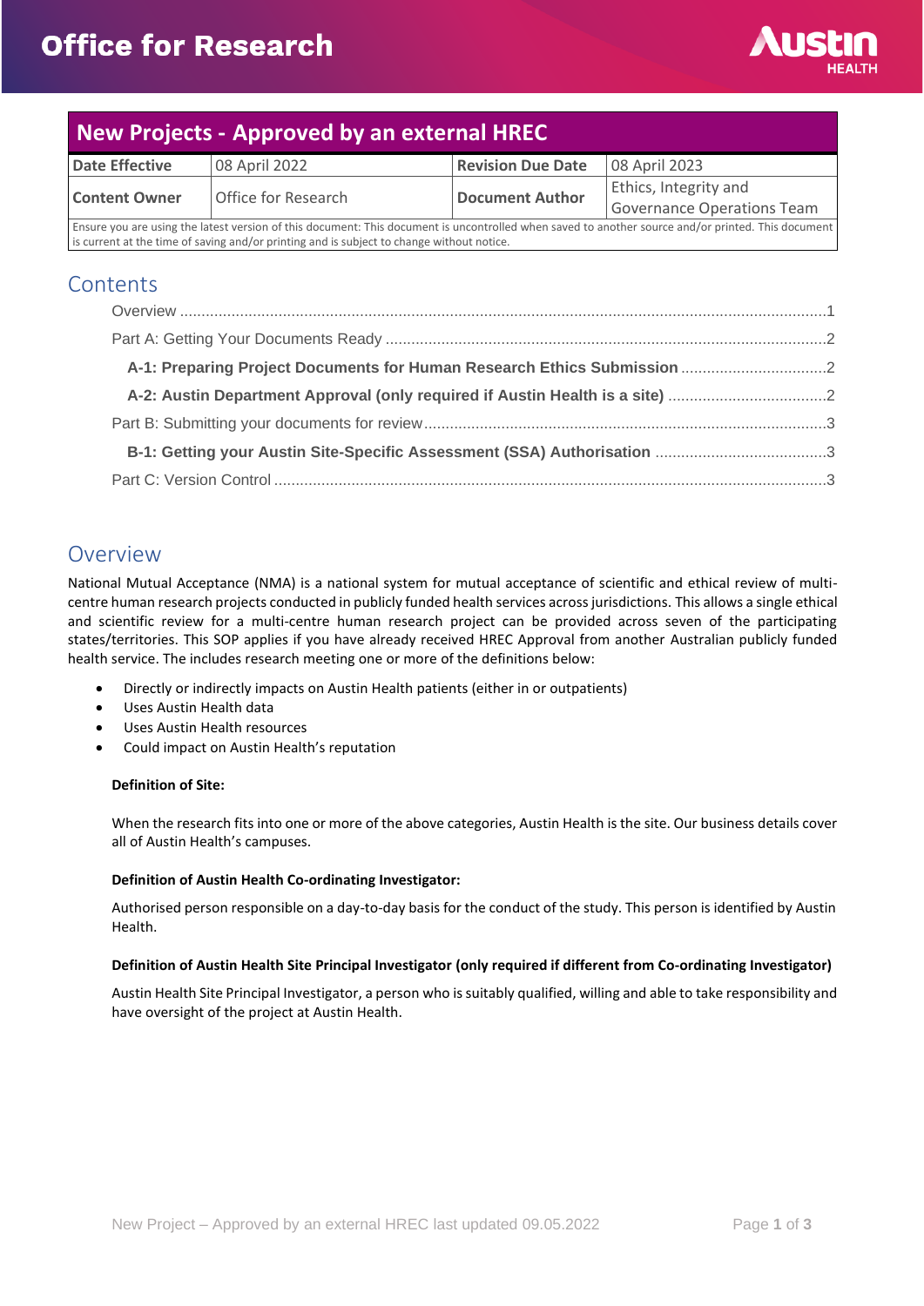# Office for Research

## New Projects - Approved by an external HREC

| **Date Effective** | 08 April 2022 | **Revision Due Date** | 08 April 2023 |
|---|---|---|---|
| **Content Owner** | Office for Research | **Document Author** | Ethics, Integrity and Governance Operations Team |
| Ensure you are using the latest version of this document: This document is uncontrolled when saved to another source and/or printed. This document is current at the time of saving and/or printing and is subject to change without notice. | | | |

## Contents

Overview ....1

Part A: Getting Your Documents Ready ....2

**A-1: Preparing Project Documents for Human Research Ethics Submission** ....2

**A-2: Austin Department Approval (only required if Austin Health is a site)** ....2

Part B: Submitting your documents for review ....3

**B-1: Getting your Austin Site-Specific Assessment (SSA) Authorisation** ....3

Part C: Version Control ....3

## Overview

National Mutual Acceptance (NMA) is a national system for mutual acceptance of scientific and ethical review of multi-centre human research projects conducted in publicly funded health services across jurisdictions. This allows a single ethical and scientific review for a multi-centre human research project can be provided across seven of the participating states/territories. This SOP applies if you have already received HREC Approval from another Australian publicly funded health service. The includes research meeting one or more of the definitions below:

- Directly or indirectly impacts on Austin Health patients (either in or outpatients)
- Uses Austin Health data
- Uses Austin Health resources
- Could impact on Austin Health's reputation

**Definition of Site:**

When the research fits into one or more of the above categories, Austin Health is the site. Our business details cover all of Austin Health's campuses.

**Definition of Austin Health Co-ordinating Investigator:**

Authorised person responsible on a day-to-day basis for the conduct of the study. This person is identified by Austin Health.

**Definition of Austin Health Site Principal Investigator (only required if different from Co-ordinating Investigator)**

Austin Health Site Principal Investigator, a person who is suitably qualified, willing and able to take responsibility and have oversight of the project at Austin Health.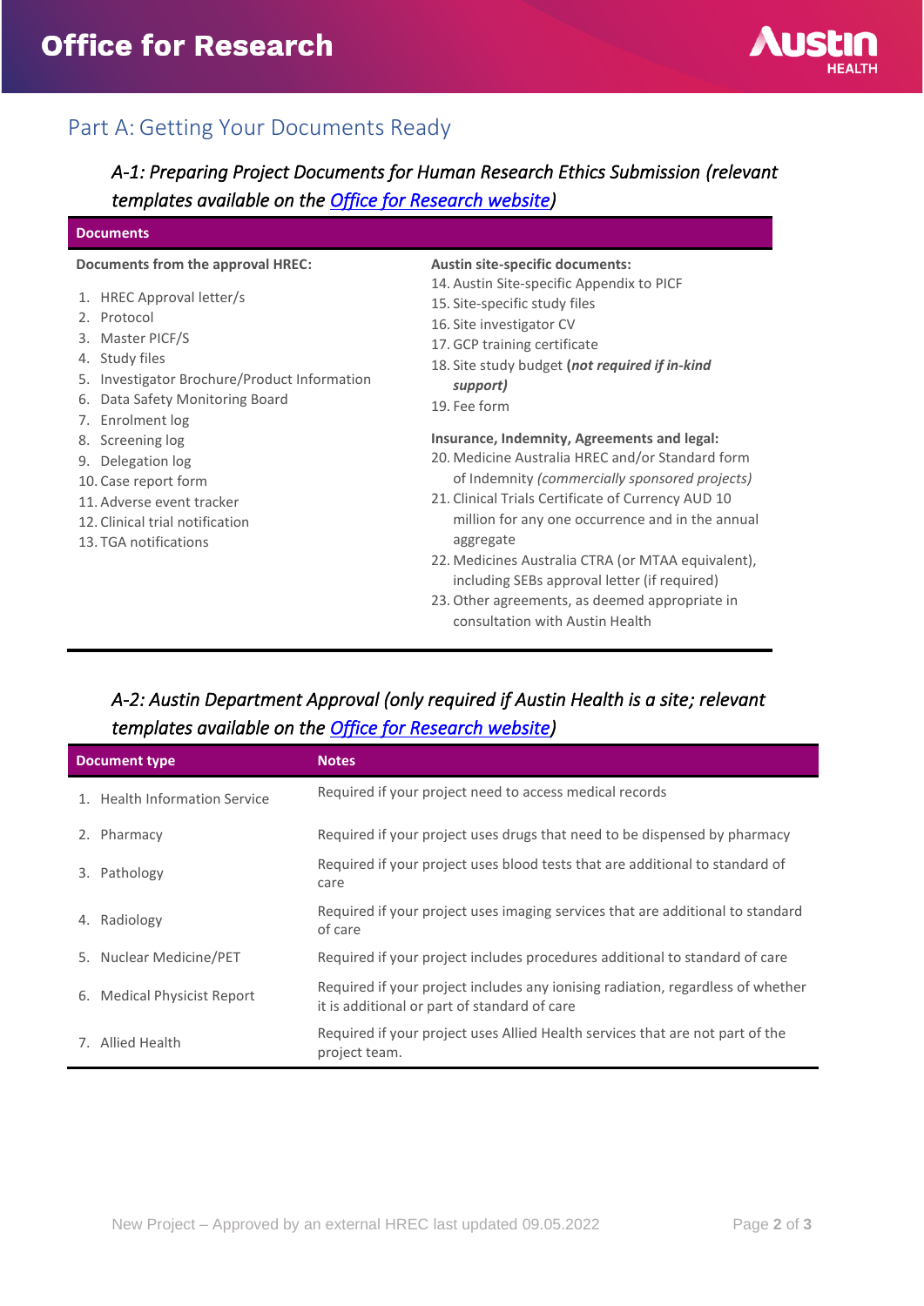## Part A: Getting Your Documents Ready

### *A-1: Preparing Project Documents for Human Research Ethics Submission (relevant templates available on the [Office for Research website](#))*

**Documents**

**Documents from the approval HREC:**

1. HREC Approval letter/s
2. Protocol
3. Master PICF/S
4. Study files
5. Investigator Brochure/Product Information
6. Data Safety Monitoring Board
7. Enrolment log
8. Screening log
9. Delegation log
10. Case report form
11. Adverse event tracker
12. Clinical trial notification
13. TGA notifications

**Austin site-specific documents:**

14. Austin Site-specific Appendix to PICF
15. Site-specific study files
16. Site investigator CV
17. GCP training certificate
18. Site study budget ***(not required if in-kind support)***
19. Fee form

**Insurance, Indemnity, Agreements and legal:**

20. Medicine Australia HREC and/or Standard form of Indemnity *(commercially sponsored projects)*
21. Clinical Trials Certificate of Currency AUD 10 million for any one occurrence and in the annual aggregate
22. Medicines Australia CTRA (or MTAA equivalent), including SEBs approval letter (if required)
23. Other agreements, as deemed appropriate in consultation with Austin Health

### *A-2: Austin Department Approval (only required if Austin Health is a site; relevant templates available on the [Office for Research website](#))*

| Document type | Notes |
|---|---|
| 1. Health Information Service | Required if your project need to access medical records |
| 2. Pharmacy | Required if your project uses drugs that need to be dispensed by pharmacy |
| 3. Pathology | Required if your project uses blood tests that are additional to standard of care |
| 4. Radiology | Required if your project uses imaging services that are additional to standard of care |
| 5. Nuclear Medicine/PET | Required if your project includes procedures additional to standard of care |
| 6. Medical Physicist Report | Required if your project includes any ionising radiation, regardless of whether it is additional or part of standard of care |
| 7. Allied Health | Required if your project uses Allied Health services that are not part of the project team. |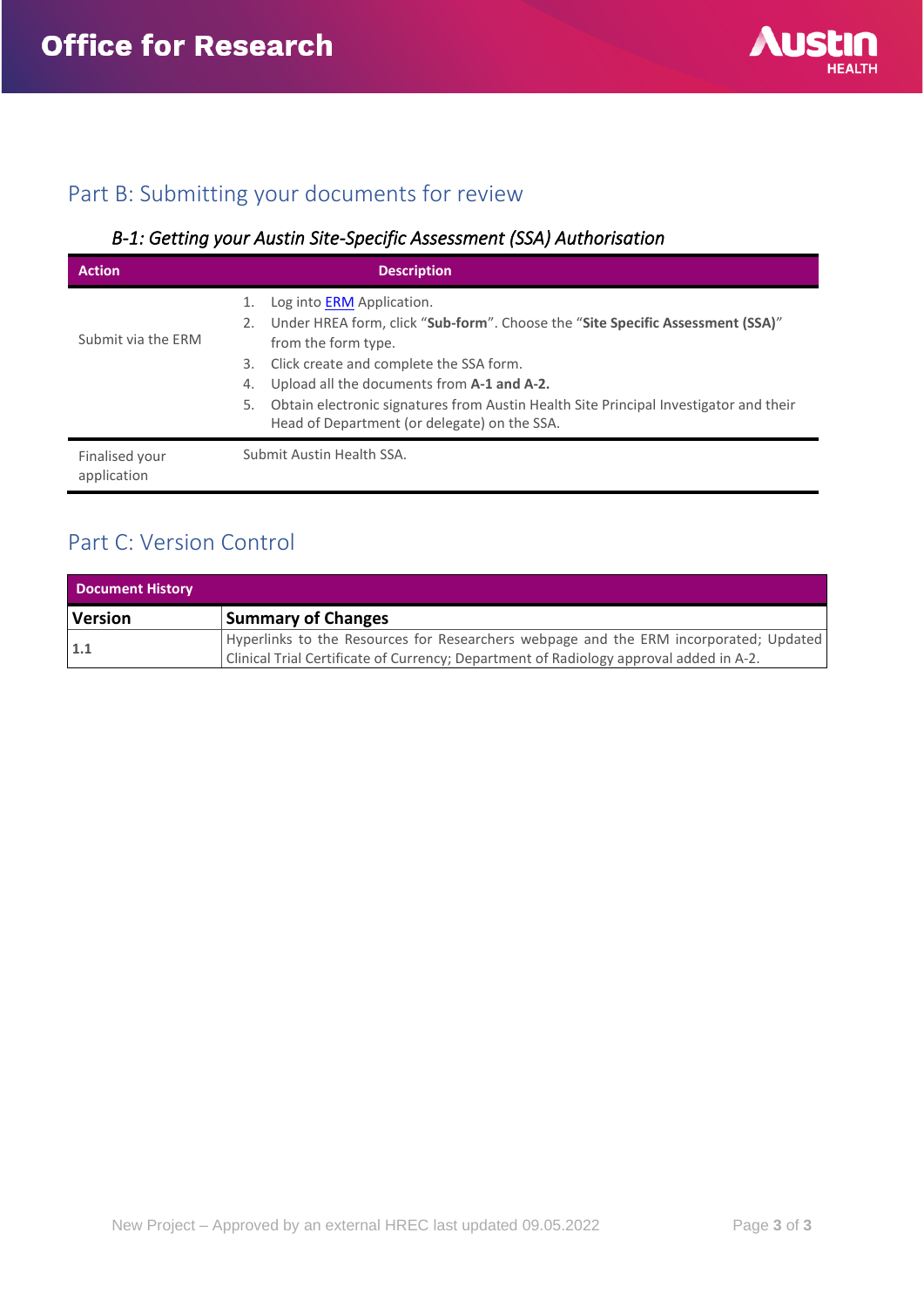## Part B: Submitting your documents for review

### *B-1: Getting your Austin Site-Specific Assessment (SSA) Authorisation*

| Action | Description |
|---|---|
| Submit via the ERM | 1. Log into ERM Application.<br>2. Under HREA form, click "**Sub-form**". Choose the "**Site Specific Assessment (SSA)**" from the form type.<br>3. Click create and complete the SSA form.<br>4. Upload all the documents from **A-1 and A-2.**<br>5. Obtain electronic signatures from Austin Health Site Principal Investigator and their Head of Department (or delegate) on the SSA. |
| Finalised your application | Submit Austin Health SSA. |

## Part C: Version Control

| **Document History** | |
|---|---|
| **Version** | **Summary of Changes** |
| **1.1** | Hyperlinks to the Resources for Researchers webpage and the ERM incorporated; Updated Clinical Trial Certificate of Currency; Department of Radiology approval added in A-2. |

New Project – Approved by an external HREC last updated 09.05.2022